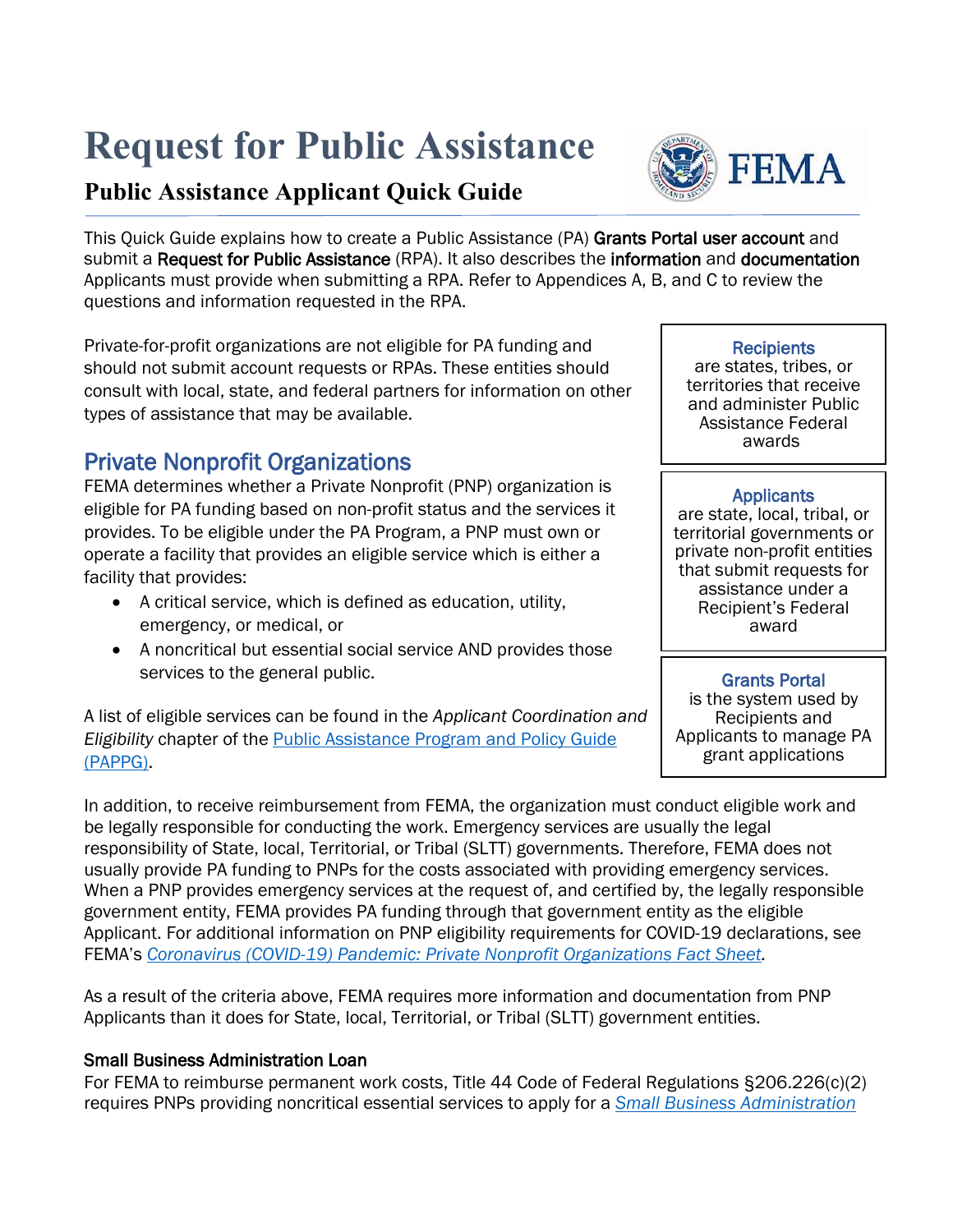# Request for Public Assistance

## Public Assistance Applicant Quick Guide

This Quick Guide explains how to create a Public Assistance (PA) **Grants Portal user account** and submit a **Request for Public Assistance** (RPA). It also describes the **information** and **documentation** Applicants must provide when submitting a RPA. Refer to Appendices A, B, and C to review the questions and information requested in the RPA.

Private-for-profit organizations are not eligible for PA funding and should not submit account requests or RPAs. These entities should consult with local, state, and federal partners for information on other types of assistance that may be available.

> **Recipients** are states, tribes, or territories that receive and administer Public Assistance Federal awards

> **Applicants** are state, local, tribal, or territorial governments or private non-profit entities that submit requests for assistance under a Recipient's Federal award

> **Grants Portal** is the system used by Recipients and Applicants to manage PA grant applications

## Private Nonprofit Organizations

FEMA determines whether a Private Nonprofit (PNP) organization is eligible for PA funding based on non-profit status and the services it provides. To be eligible under the PA Program, a PNP must own or operate a facility that provides an eligible service which is either a facility that provides:

- A critical service, which is defined as education, utility, emergency, or medical, or
- A noncritical but essential social service AND provides those services to the general public.

A list of eligible services can be found in the *Applicant Coordination and Eligibility* chapter of the Public Assistance Program and Policy Guide (PAPPG).

In addition, to receive reimbursement from FEMA, the organization must conduct eligible work and be legally responsible for conducting the work. Emergency services are usually the legal responsibility of State, local, Territorial, or Tribal (SLTT) governments. Therefore, FEMA does not usually provide PA funding to PNPs for the costs associated with providing emergency services. When a PNP provides emergency services at the request of, and certified by, the legally responsible government entity, FEMA provides PA funding through that government entity as the eligible Applicant. For additional information on PNP eligibility requirements for COVID-19 declarations, see FEMA's *Coronavirus (COVID-19) Pandemic: Private Nonprofit Organizations Fact Sheet*.

As a result of the criteria above, FEMA requires more information and documentation from PNP Applicants than it does for State, local, Territorial, or Tribal (SLTT) government entities.

### Small Business Administration Loan

For FEMA to reimburse permanent work costs, Title 44 Code of Federal Regulations §206.226(c)(2) requires PNPs providing noncritical essential services to apply for a *Small Business Administration*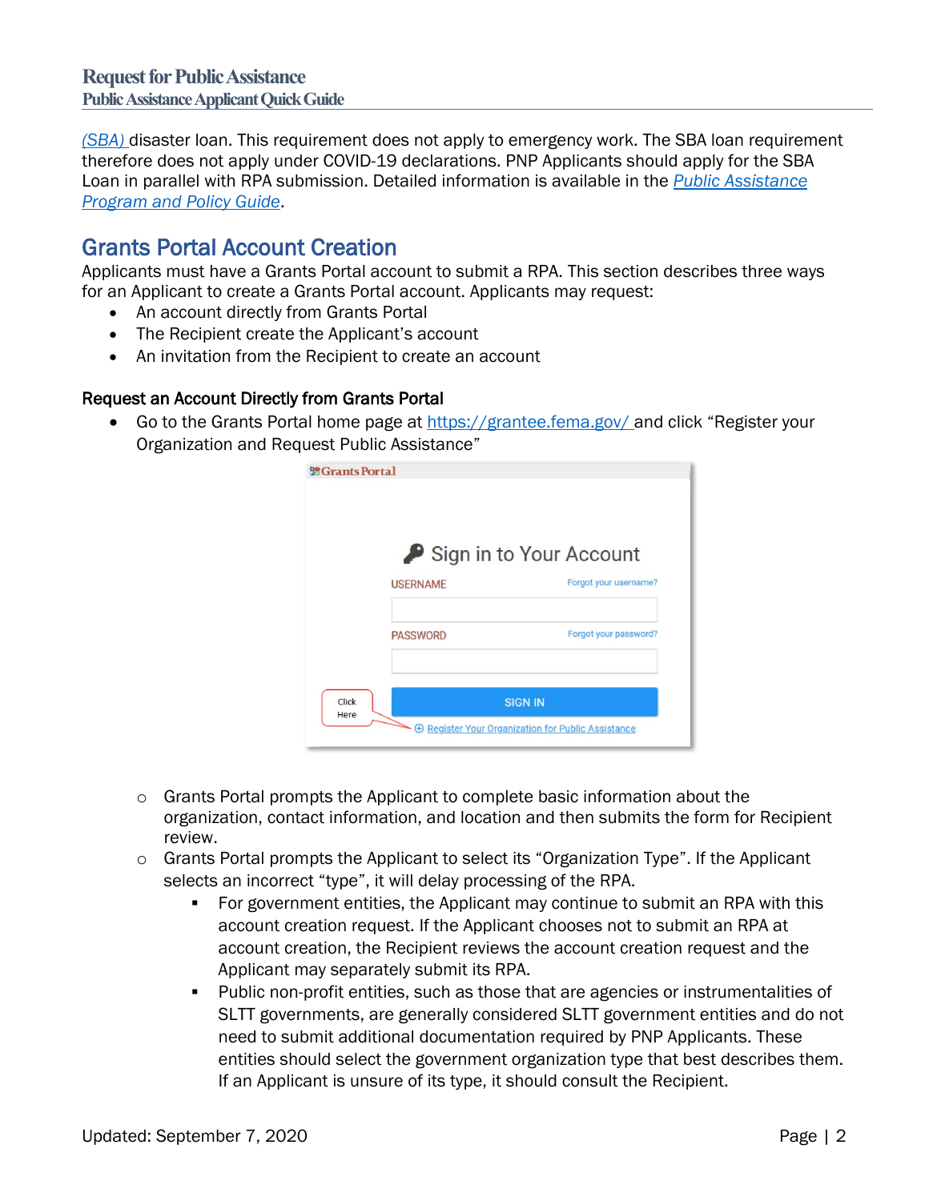[(SBA)](#) disaster loan. This requirement does not apply to emergency work. The SBA loan requirement therefore does not apply under COVID-19 declarations. PNP Applicants should apply for the SBA Loan in parallel with RPA submission. Detailed information is available in the *Public Assistance Program and Policy Guide*.

## Grants Portal Account Creation

Applicants must have a Grants Portal account to submit a RPA. This section describes three ways for an Applicant to create a Grants Portal account. Applicants may request:

- An account directly from Grants Portal
- The Recipient create the Applicant's account
- An invitation from the Recipient to create an account

### Request an Account Directly from Grants Portal

- Go to the Grants Portal home page at https://grantee.fema.gov/ and click "Register your Organization and Request Public Assistance"
  - Grants Portal prompts the Applicant to complete basic information about the organization, contact information, and location and then submits the form for Recipient review.
  - Grants Portal prompts the Applicant to select its "Organization Type". If the Applicant selects an incorrect "type", it will delay processing of the RPA.
    - For government entities, the Applicant may continue to submit an RPA with this account creation request. If the Applicant chooses not to submit an RPA at account creation, the Recipient reviews the account creation request and the Applicant may separately submit its RPA.
    - Public non-profit entities, such as those that are agencies or instrumentalities of SLTT governments, are generally considered SLTT government entities and do not need to submit additional documentation required by PNP Applicants. These entities should select the government organization type that best describes them. If an Applicant is unsure of its type, it should consult the Recipient.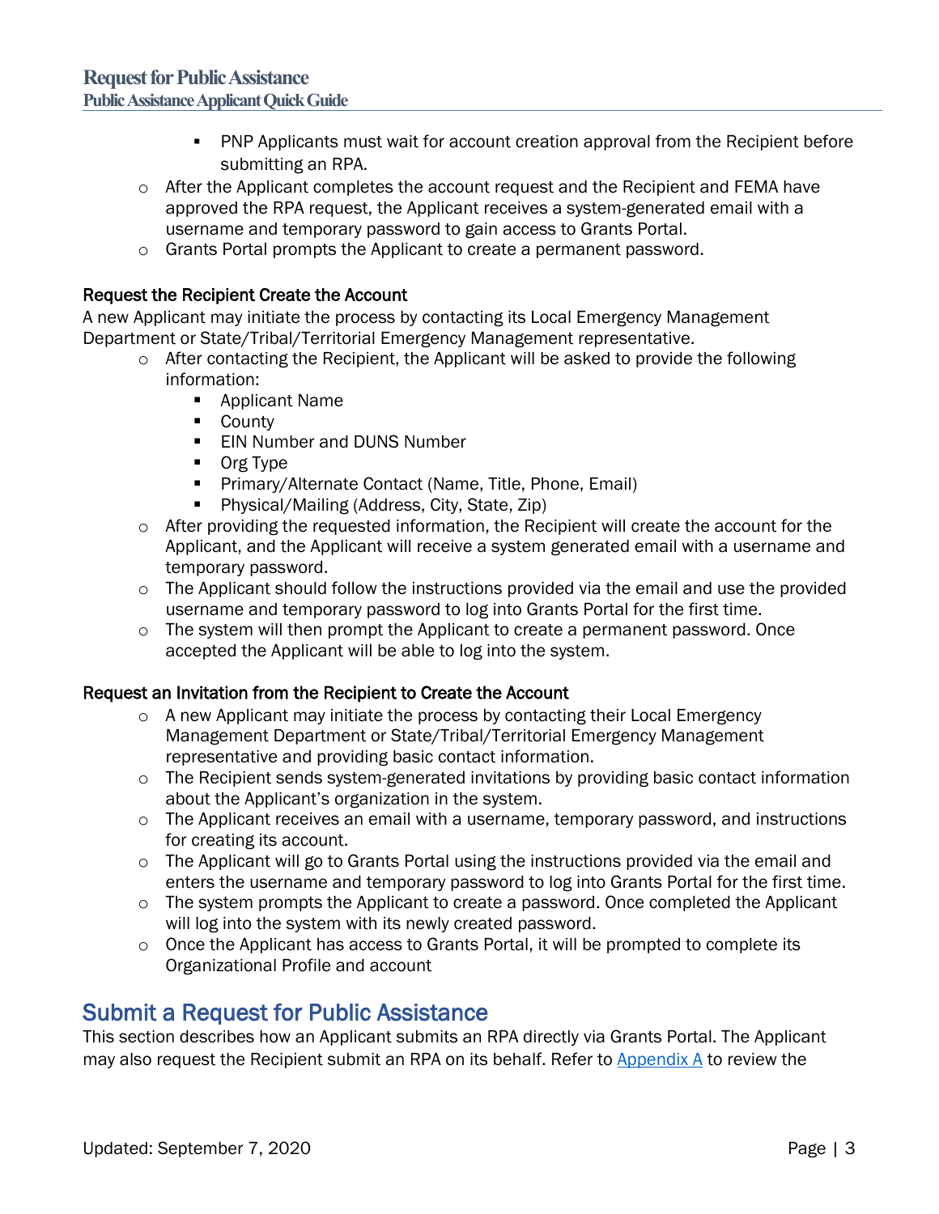- PNP Applicants must wait for account creation approval from the Recipient before submitting an RPA.
- After the Applicant completes the account request and the Recipient and FEMA have approved the RPA request, the Applicant receives a system-generated email with a username and temporary password to gain access to Grants Portal.
- Grants Portal prompts the Applicant to create a permanent password.

#### Request the Recipient Create the Account

A new Applicant may initiate the process by contacting its Local Emergency Management Department or State/Tribal/Territorial Emergency Management representative.

- After contacting the Recipient, the Applicant will be asked to provide the following information:
    - Applicant Name
    - County
    - EIN Number and DUNS Number
    - Org Type
    - Primary/Alternate Contact (Name, Title, Phone, Email)
    - Physical/Mailing (Address, City, State, Zip)
- After providing the requested information, the Recipient will create the account for the Applicant, and the Applicant will receive a system generated email with a username and temporary password.
- The Applicant should follow the instructions provided via the email and use the provided username and temporary password to log into Grants Portal for the first time.
- The system will then prompt the Applicant to create a permanent password. Once accepted the Applicant will be able to log into the system.

#### Request an Invitation from the Recipient to Create the Account

- A new Applicant may initiate the process by contacting their Local Emergency Management Department or State/Tribal/Territorial Emergency Management representative and providing basic contact information.
- The Recipient sends system-generated invitations by providing basic contact information about the Applicant's organization in the system.
- The Applicant receives an email with a username, temporary password, and instructions for creating its account.
- The Applicant will go to Grants Portal using the instructions provided via the email and enters the username and temporary password to log into Grants Portal for the first time.
- The system prompts the Applicant to create a password. Once completed the Applicant will log into the system with its newly created password.
- Once the Applicant has access to Grants Portal, it will be prompted to complete its Organizational Profile and account

## Submit a Request for Public Assistance

This section describes how an Applicant submits an RPA directly via Grants Portal. The Applicant may also request the Recipient submit an RPA on its behalf. Refer to Appendix A to review the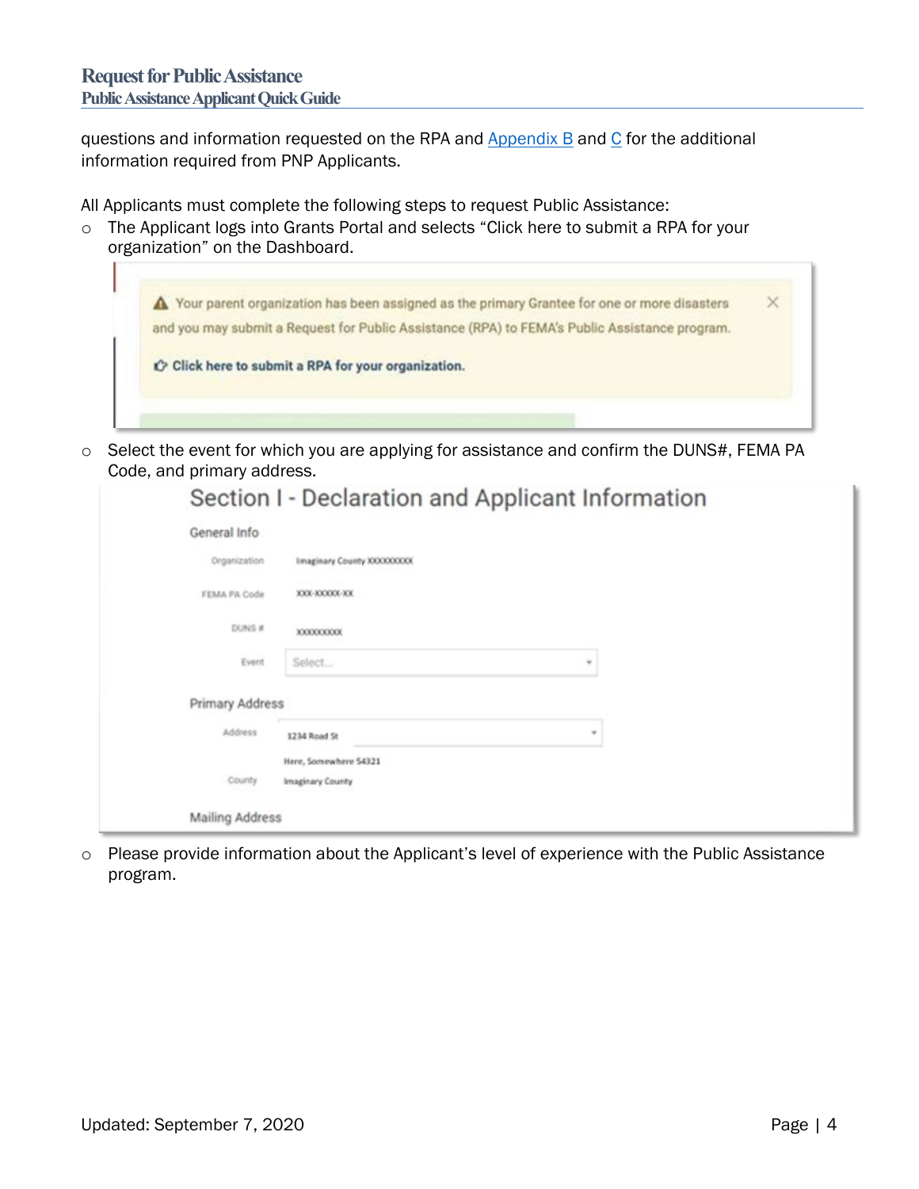questions and information requested on the RPA and Appendix B and C for the additional information required from PNP Applicants.

All Applicants must complete the following steps to request Public Assistance:

- The Applicant logs into Grants Portal and selects “Click here to submit a RPA for your organization” on the Dashboard.

- Select the event for which you are applying for assistance and confirm the DUNS#, FEMA PA Code, and primary address.

- Please provide information about the Applicant’s level of experience with the Public Assistance program.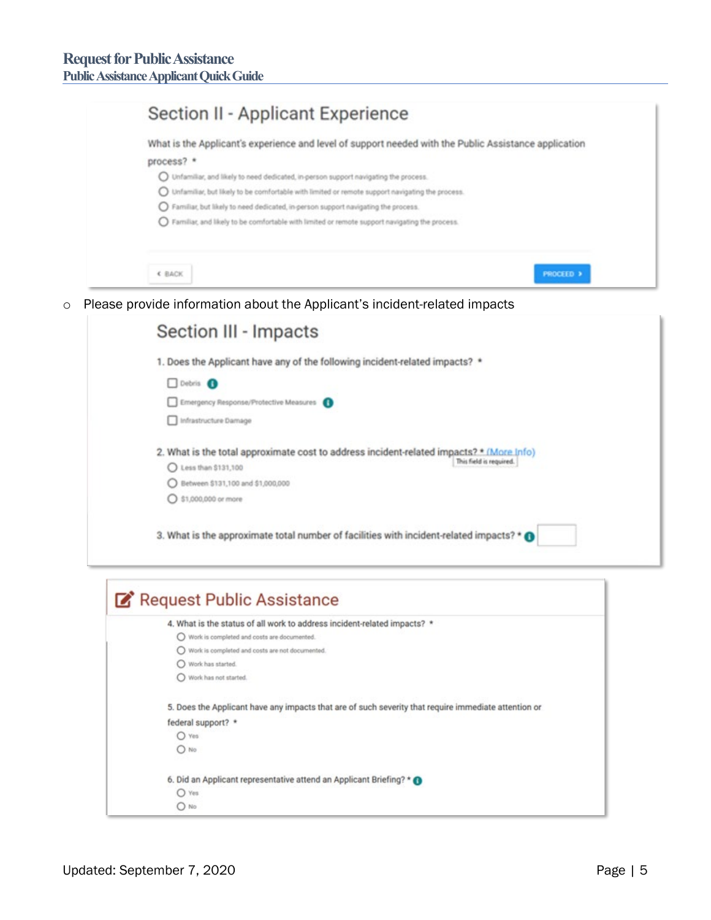## Section II - Applicant Experience

What is the Applicant's experience and level of support needed with the Public Assistance application process? *

- Unfamiliar, and likely to need dedicated, in-person support navigating the process.
- Unfamiliar, but likely to be comfortable with limited or remote support navigating the process.
- Familiar, but likely to need dedicated, in-person support navigating the process.
- Familiar, and likely to be comfortable with limited or remote support navigating the process.

‹ BACK | PROCEED ›

- Please provide information about the Applicant's incident-related impacts

## Section III - Impacts

1. Does the Applicant have any of the following incident-related impacts? *
   - Debris
   - Emergency Response/Protective Measures
   - Infrastructure Damage
2. What is the total approximate cost to address incident-related impacts? * (More Info)
   This field is required.
   - Less than $131,100
   - Between $131,100 and $1,000,000
   - $1,000,000 or more
3. What is the approximate total number of facilities with incident-related impacts? *

## Request Public Assistance

4. What is the status of all work to address incident-related impacts? *
   - Work is completed and costs are documented.
   - Work is completed and costs are not documented.
   - Work has started.
   - Work has not started.
5. Does the Applicant have any impacts that are of such severity that require immediate attention or federal support? *
   - Yes
   - No
6. Did an Applicant representative attend an Applicant Briefing? *
   - Yes
   - No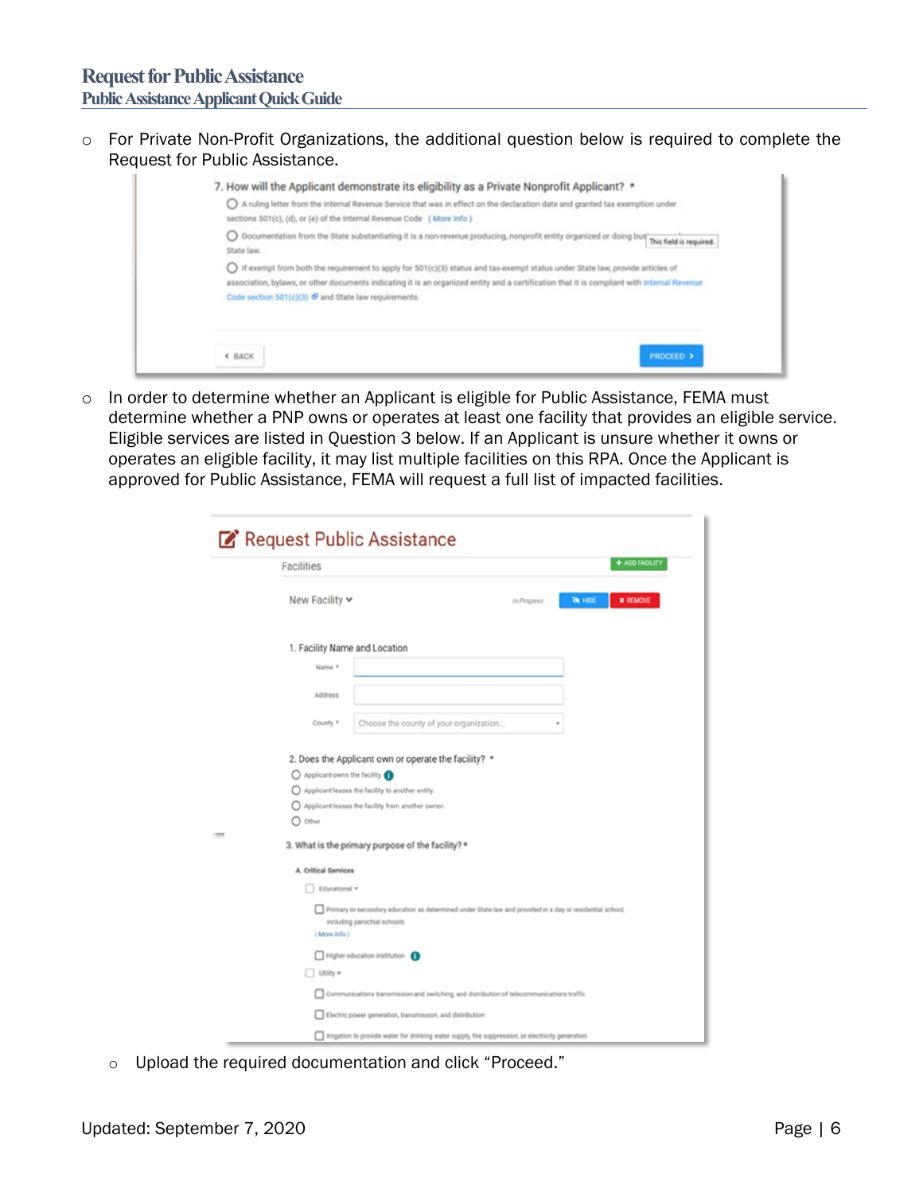- For Private Non-Profit Organizations, the additional question below is required to complete the Request for Public Assistance.

7. How will the Applicant demonstrate its eligibility as a Private Nonprofit Applicant? *

- A ruling letter from the Internal Revenue Service that was in effect on the declaration date and granted tax exemption under sections 501(c), (d), or (e) of the Internal Revenue Code (More Info)
- Documentation from the State substantiating it is a non-revenue producing, nonprofit entity organized or doing business under State law. This field is required.
- If exempt from both the requirement to apply for 501(c)(3) status and tax-exempt status under State law, provide articles of association, bylaws, or other documents indicating it is an organized entity and a certification that it is compliant with Internal Revenue Code section 501(c)(3) and State law requirements.

BACK | PROCEED

- In order to determine whether an Applicant is eligible for Public Assistance, FEMA must determine whether a PNP owns or operates at least one facility that provides an eligible service. Eligible services are listed in Question 3 below. If an Applicant is unsure whether it owns or operates an eligible facility, it may list multiple facilities on this RPA. Once the Applicant is approved for Public Assistance, FEMA will request a full list of impacted facilities.

**Request Public Assistance**

Facilities — + ADD FACILITY

New Facility — In Progress — HIDE — REMOVE

1. Facility Name and Location
   - Name *
   - Address
   - County * — Choose the county of your organization...

2. Does the Applicant own or operate the facility? *
   - Applicant owns the facility
   - Applicant leases the facility to another entity.
   - Applicant leases the facility from another owner.
   - Other

3. What is the primary purpose of the facility? *

   A. Critical Services
   - Educational
     - Primary or secondary education as determined under State law and provided in a day or residential school, including parochial schools. (More Info)
     - Higher education institution
   - Utility
     - Communications transmission and switching, and distribution of telecommunications traffic
     - Electric power generation, transmission, and distribution
     - Irrigation to provide water for drinking water supply, fire suppression, or electricity generation

- Upload the required documentation and click "Proceed."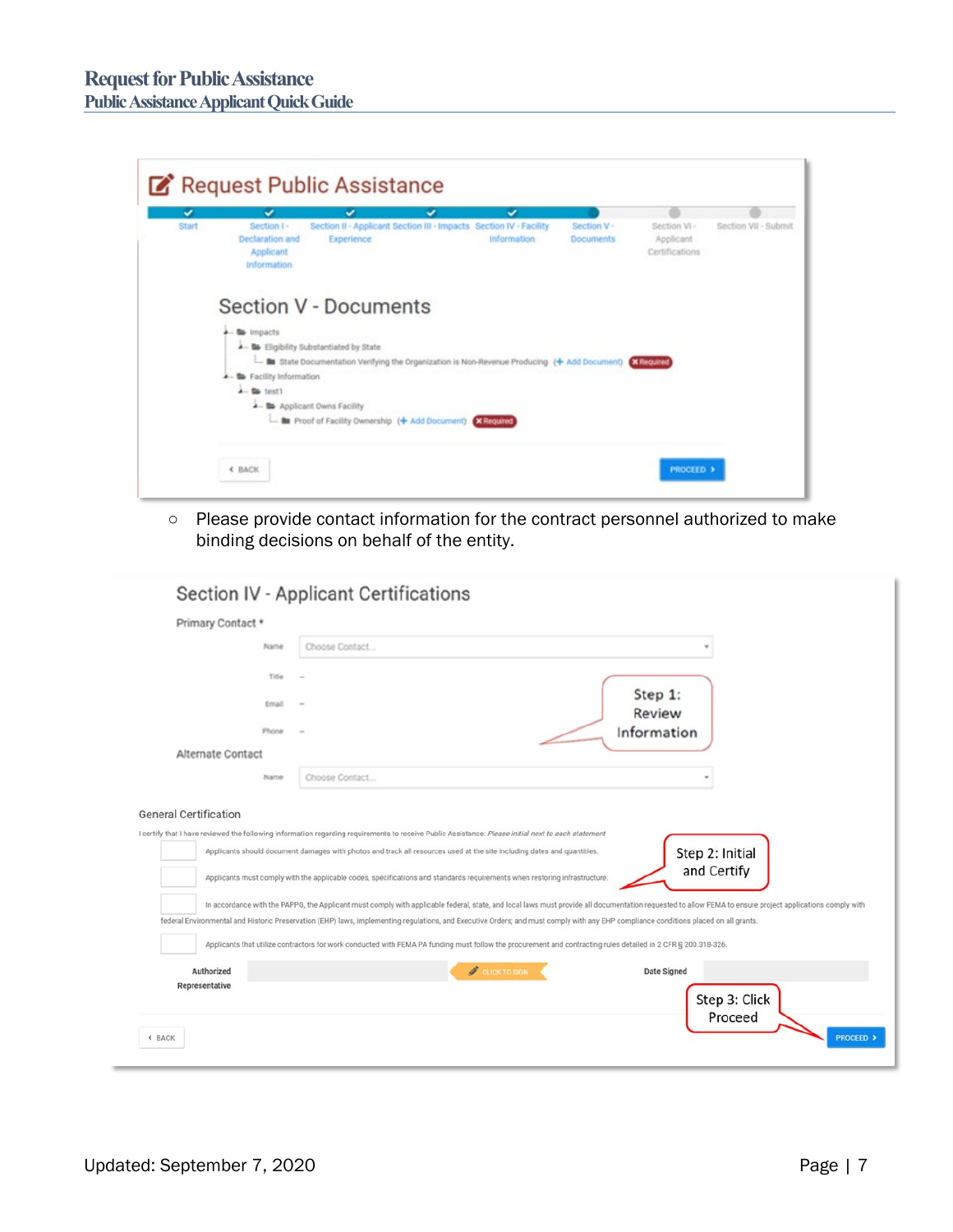Request Public Assistance

Start | Section I - Declaration and Applicant Information | Section II - Applicant Experience | Section III - Impacts | Section IV - Facility Information | Section V - Documents | Section VI - Applicant Certifications | Section VII - Submit

Section V - Documents

- Impacts
  - Eligibility Substantiated by State
    - State Documentation Verifying the Organization is Non-Revenue Producing (+ Add Document) ✖ Required
- Facility Information
  - test1
    - Applicant Owns Facility
      - Proof of Facility Ownership (+ Add Document) ✖ Required

‹ BACK | PROCEED ›

- Please provide contact information for the contract personnel authorized to make binding decisions on behalf of the entity.

Section IV - Applicant Certifications

Primary Contact *

Name: Choose Contact...

Title: –

Email: –

Phone: –

Step 1: Review Information

Alternate Contact

Name: Choose Contact...

General Certification

I certify that I have reviewed the following information regarding requirements to receive Public Assistance: *Please initial next to each statement*

- Applicants should document damages with photos and track all resources used at the site including dates and quantities.
- Applicants must comply with the applicable codes, specifications and standards requirements when restoring infrastructure.
- In accordance with the FAPPG, the Applicant must comply with applicable federal, state, and local laws must provide all documentation requested to allow FEMA to ensure project applications comply with federal Environmental and Historic Preservation (EHP) laws, implementing regulations, and Executive Orders; and must comply with any EHP compliance conditions placed on all grants.
- Applicants that utilize contractors for work conducted with FEMA PA funding must follow the procurement and contracting rules detailed in 2 CFR § 200.318-326.

Step 2: Initial and Certify

Authorized Representative | CLICK TO SIGN | Date Signed

Step 3: Click Proceed

‹ BACK | PROCEED ›

Updated: September 7, 2020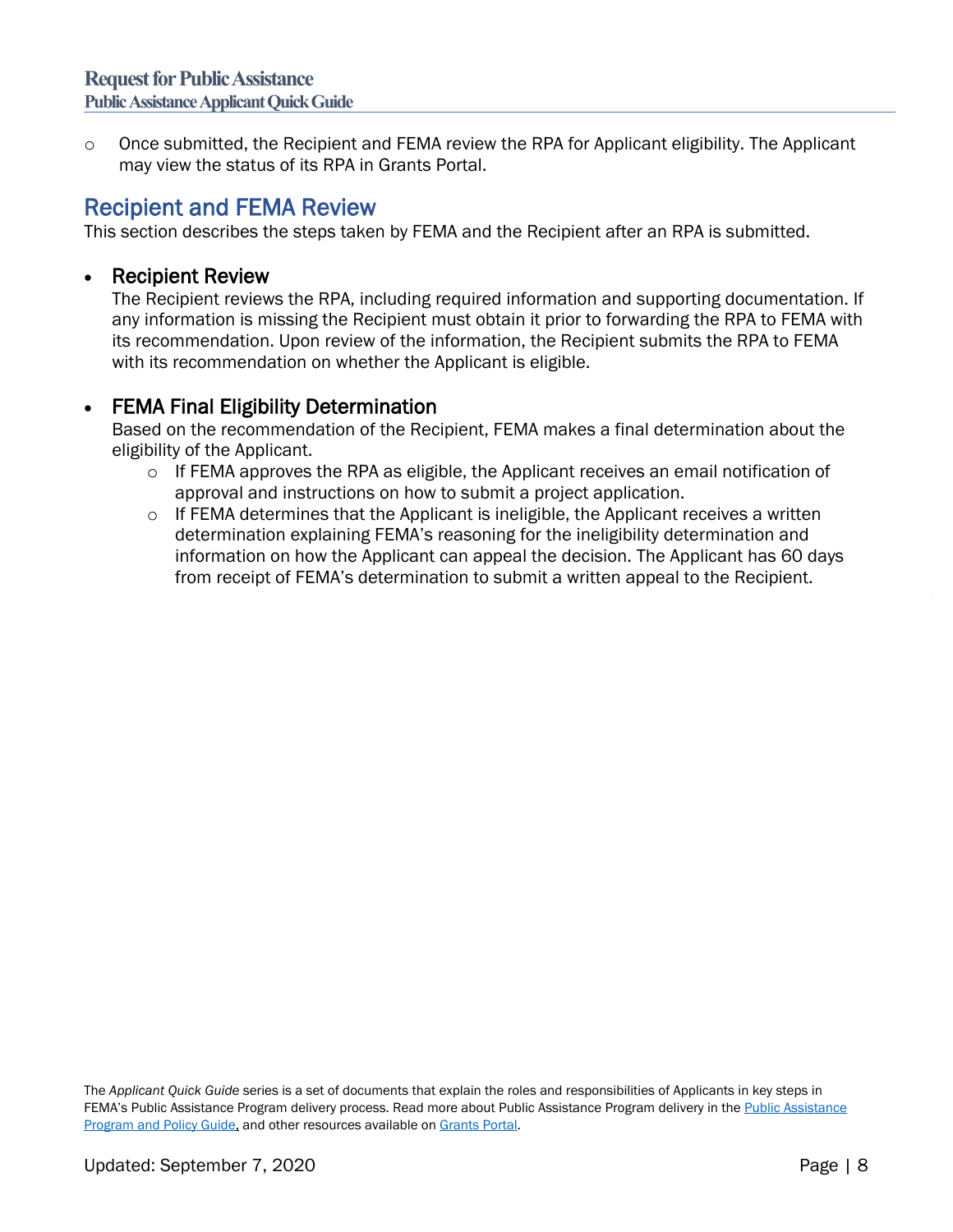- Once submitted, the Recipient and FEMA review the RPA for Applicant eligibility. The Applicant may view the status of its RPA in Grants Portal.

## Recipient and FEMA Review

This section describes the steps taken by FEMA and the Recipient after an RPA is submitted.

- **Recipient Review**
  The Recipient reviews the RPA, including required information and supporting documentation. If any information is missing the Recipient must obtain it prior to forwarding the RPA to FEMA with its recommendation. Upon review of the information, the Recipient submits the RPA to FEMA with its recommendation on whether the Applicant is eligible.

- **FEMA Final Eligibility Determination**
  Based on the recommendation of the Recipient, FEMA makes a final determination about the eligibility of the Applicant.
    - If FEMA approves the RPA as eligible, the Applicant receives an email notification of approval and instructions on how to submit a project application.
    - If FEMA determines that the Applicant is ineligible, the Applicant receives a written determination explaining FEMA's reasoning for the ineligibility determination and information on how the Applicant can appeal the decision. The Applicant has 60 days from receipt of FEMA's determination to submit a written appeal to the Recipient.

The *Applicant Quick Guide* series is a set of documents that explain the roles and responsibilities of Applicants in key steps in FEMA's Public Assistance Program delivery process. Read more about Public Assistance Program delivery in the Public Assistance Program and Policy Guide, and other resources available on Grants Portal.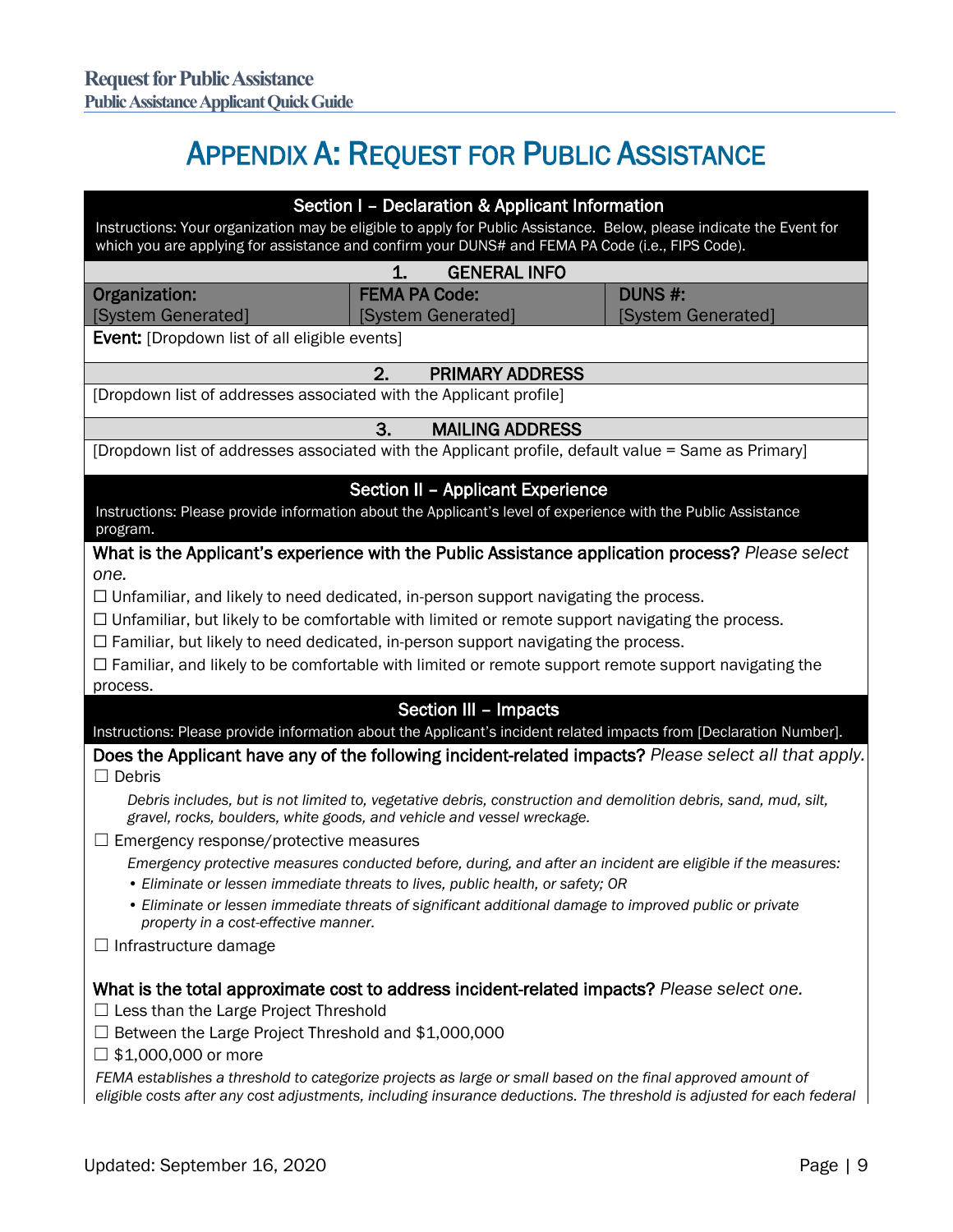# APPENDIX A: REQUEST FOR PUBLIC ASSISTANCE

## Section I – Declaration & Applicant Information

Instructions: Your organization may be eligible to apply for Public Assistance. Below, please indicate the Event for which you are applying for assistance and confirm your DUNS# and FEMA PA Code (i.e., FIPS Code).

### 1. GENERAL INFO

| Organization: | FEMA PA Code: | DUNS #: |
| --- | --- | --- |
| [System Generated] | [System Generated] | [System Generated] |

**Event:** [Dropdown list of all eligible events]

### 2. PRIMARY ADDRESS

[Dropdown list of addresses associated with the Applicant profile]

### 3. MAILING ADDRESS

[Dropdown list of addresses associated with the Applicant profile, default value = Same as Primary]

## Section II – Applicant Experience

Instructions: Please provide information about the Applicant's level of experience with the Public Assistance program.

**What is the Applicant's experience with the Public Assistance application process?** *Please select one.*

☐ Unfamiliar, and likely to need dedicated, in-person support navigating the process.

☐ Unfamiliar, but likely to be comfortable with limited or remote support navigating the process.

☐ Familiar, but likely to need dedicated, in-person support navigating the process.

☐ Familiar, and likely to be comfortable with limited or remote support remote support navigating the process.

## Section III – Impacts

Instructions: Please provide information about the Applicant's incident related impacts from [Declaration Number].

**Does the Applicant have any of the following incident-related impacts?** *Please select all that apply.*

☐ Debris

*Debris includes, but is not limited to, vegetative debris, construction and demolition debris, sand, mud, silt, gravel, rocks, boulders, white goods, and vehicle and vessel wreckage.*

☐ Emergency response/protective measures

*Emergency protective measures conducted before, during, and after an incident are eligible if the measures:*

- *Eliminate or lessen immediate threats to lives, public health, or safety; OR*
- *Eliminate or lessen immediate threats of significant additional damage to improved public or private property in a cost-effective manner.*

☐ Infrastructure damage

**What is the total approximate cost to address incident-related impacts?** *Please select one.*

☐ Less than the Large Project Threshold

☐ Between the Large Project Threshold and $1,000,000

☐ $1,000,000 or more

*FEMA establishes a threshold to categorize projects as large or small based on the final approved amount of eligible costs after any cost adjustments, including insurance deductions. The threshold is adjusted for each federal*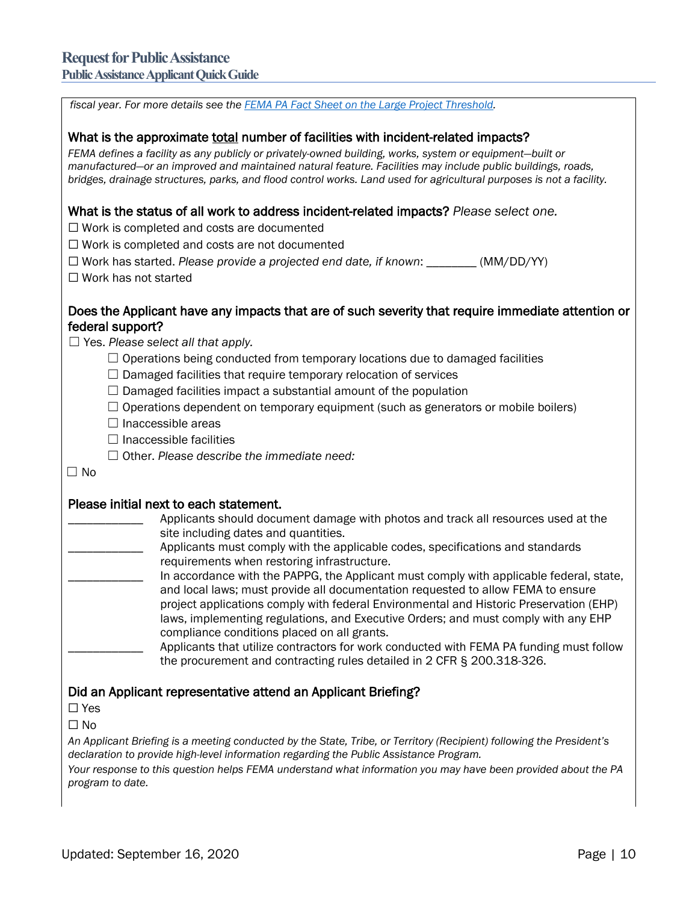*fiscal year. For more details see the [FEMA PA Fact Sheet on the Large Project Threshold](FEMA PA Fact Sheet on the Large Project Threshold).*

### What is the approximate total number of facilities with incident-related impacts?

*FEMA defines a facility as any publicly or privately-owned building, works, system or equipment—built or manufactured—or an improved and maintained natural feature. Facilities may include public buildings, roads, bridges, drainage structures, parks, and flood control works. Land used for agricultural purposes is not a facility.*

### What is the status of all work to address incident-related impacts? *Please select one.*

☐ Work is completed and costs are documented

☐ Work is completed and costs are not documented

☐ Work has started. *Please provide a projected end date, if known*: ________ (MM/DD/YY)

☐ Work has not started

### Does the Applicant have any impacts that are of such severity that require immediate attention or federal support?

☐ Yes. *Please select all that apply.*

- ☐ Operations being conducted from temporary locations due to damaged facilities
- ☐ Damaged facilities that require temporary relocation of services
- ☐ Damaged facilities impact a substantial amount of the population
- ☐ Operations dependent on temporary equipment (such as generators or mobile boilers)
- ☐ Inaccessible areas
- ☐ Inaccessible facilities
- ☐ Other. *Please describe the immediate need:*

☐ No

### Please initial next to each statement.

____________ Applicants should document damage with photos and track all resources used at the site including dates and quantities.

____________ Applicants must comply with the applicable codes, specifications and standards requirements when restoring infrastructure.

____________ In accordance with the PAPPG, the Applicant must comply with applicable federal, state, and local laws; must provide all documentation requested to allow FEMA to ensure project applications comply with federal Environmental and Historic Preservation (EHP) laws, implementing regulations, and Executive Orders; and must comply with any EHP compliance conditions placed on all grants.

____________ Applicants that utilize contractors for work conducted with FEMA PA funding must follow the procurement and contracting rules detailed in 2 CFR § 200.318-326.

### Did an Applicant representative attend an Applicant Briefing?

☐ Yes

☐ No

*An Applicant Briefing is a meeting conducted by the State, Tribe, or Territory (Recipient) following the President's declaration to provide high-level information regarding the Public Assistance Program.*

*Your response to this question helps FEMA understand what information you may have been provided about the PA program to date.*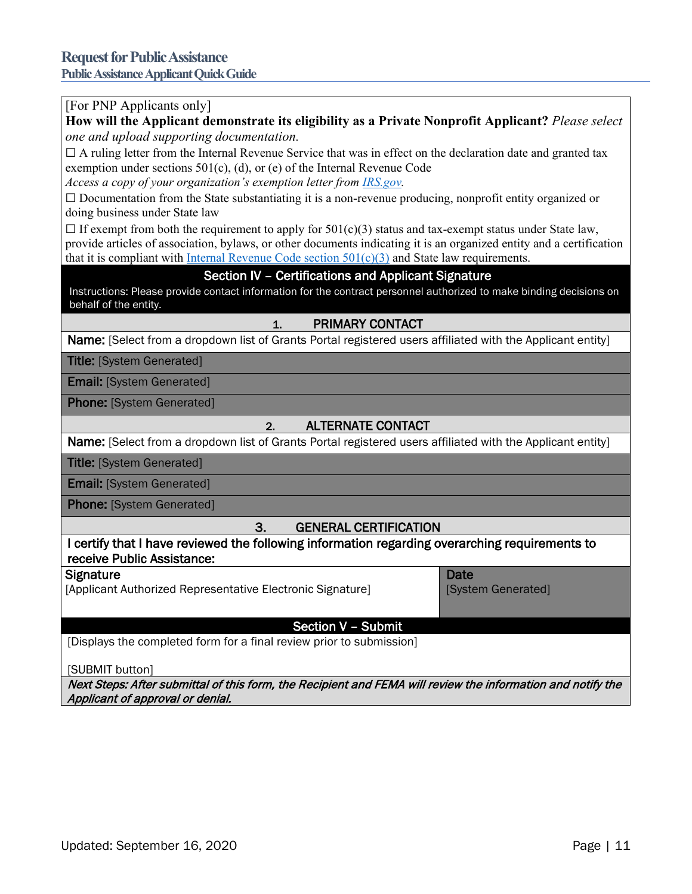[For PNP Applicants only]

**How will the Applicant demonstrate its eligibility as a Private Nonprofit Applicant?** *Please select one and upload supporting documentation.*

☐ A ruling letter from the Internal Revenue Service that was in effect on the declaration date and granted tax exemption under sections 501(c), (d), or (e) of the Internal Revenue Code

*Access a copy of your organization's exemption letter from IRS.gov.*

☐ Documentation from the State substantiating it is a non-revenue producing, nonprofit entity organized or doing business under State law

☐ If exempt from both the requirement to apply for 501(c)(3) status and tax-exempt status under State law, provide articles of association, bylaws, or other documents indicating it is an organized entity and a certification that it is compliant with Internal Revenue Code section 501(c)(3) and State law requirements.

## Section IV – Certifications and Applicant Signature

Instructions: Please provide contact information for the contract personnel authorized to make binding decisions on behalf of the entity.

### 1. PRIMARY CONTACT

**Name:** [Select from a dropdown list of Grants Portal registered users affiliated with the Applicant entity]

**Title:** [System Generated]

**Email:** [System Generated]

**Phone:** [System Generated]

### 2. ALTERNATE CONTACT

**Name:** [Select from a dropdown list of Grants Portal registered users affiliated with the Applicant entity]

**Title:** [System Generated]

**Email:** [System Generated]

**Phone:** [System Generated]

### 3. GENERAL CERTIFICATION

**I certify that I have reviewed the following information regarding overarching requirements to receive Public Assistance:**

| Signature | Date |
|---|---|
| [Applicant Authorized Representative Electronic Signature] | [System Generated] |

## Section V – Submit

[Displays the completed form for a final review prior to submission]

[SUBMIT button]

***Next Steps: After submittal of this form, the Recipient and FEMA will review the information and notify the Applicant of approval or denial.***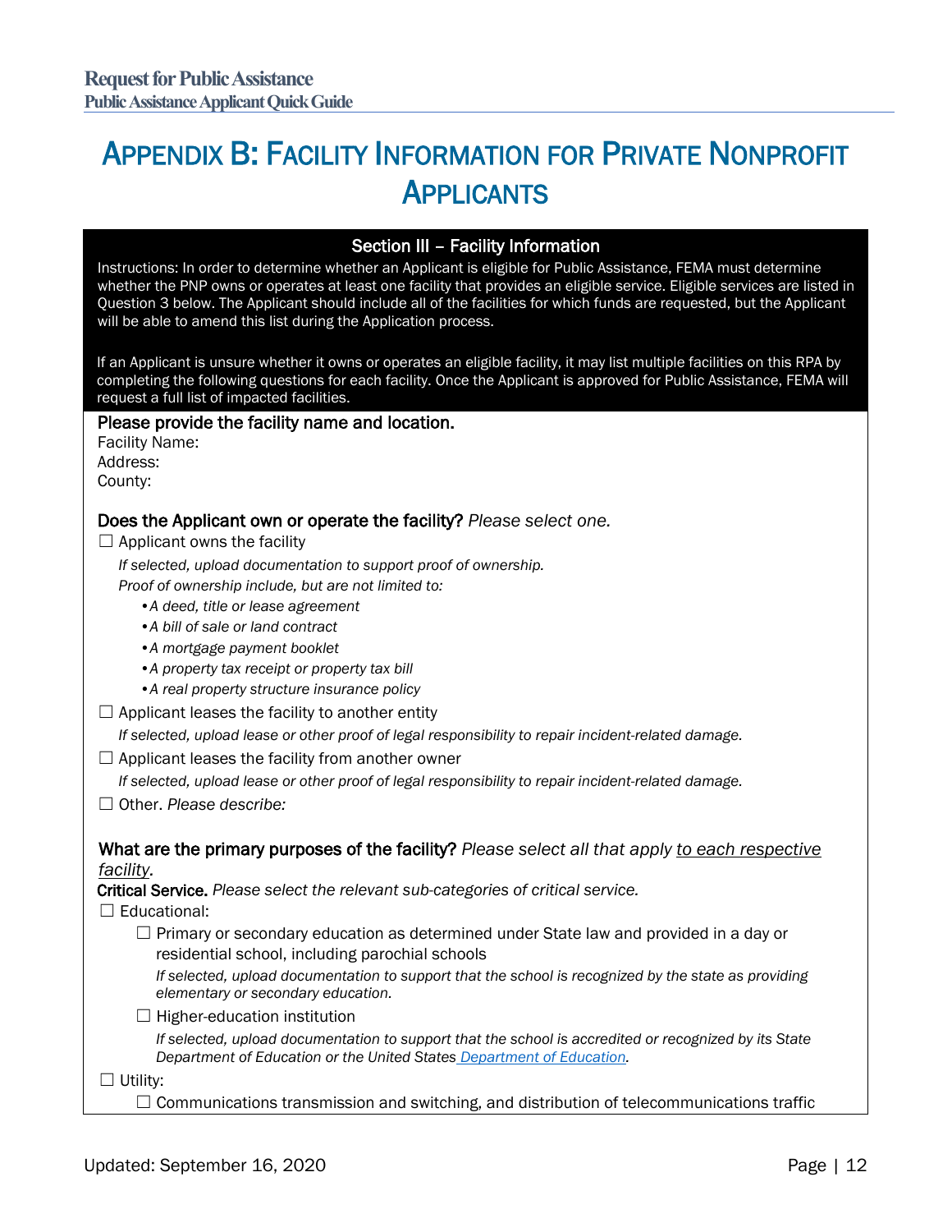# APPENDIX B: FACILITY INFORMATION FOR PRIVATE NONPROFIT APPLICANTS

**Section III – Facility Information**

Instructions: In order to determine whether an Applicant is eligible for Public Assistance, FEMA must determine whether the PNP owns or operates at least one facility that provides an eligible service. Eligible services are listed in Question 3 below. The Applicant should include all of the facilities for which funds are requested, but the Applicant will be able to amend this list during the Application process.

If an Applicant is unsure whether it owns or operates an eligible facility, it may list multiple facilities on this RPA by completing the following questions for each facility. Once the Applicant is approved for Public Assistance, FEMA will request a full list of impacted facilities.

**Please provide the facility name and location.**

Facility Name:
Address:
County:

**Does the Applicant own or operate the facility?** *Please select one.*

☐ Applicant owns the facility

*If selected, upload documentation to support proof of ownership.*
*Proof of ownership include, but are not limited to:*

- *A deed, title or lease agreement*
- *A bill of sale or land contract*
- *A mortgage payment booklet*
- *A property tax receipt or property tax bill*
- *A real property structure insurance policy*

☐ Applicant leases the facility to another entity

*If selected, upload lease or other proof of legal responsibility to repair incident-related damage.*

☐ Applicant leases the facility from another owner

*If selected, upload lease or other proof of legal responsibility to repair incident-related damage.*

☐ Other. *Please describe:*

**What are the primary purposes of the facility?** *Please select all that apply to each respective facility.*

**Critical Service.** *Please select the relevant sub-categories of critical service.*

☐ Educational:

☐ Primary or secondary education as determined under State law and provided in a day or residential school, including parochial schools

*If selected, upload documentation to support that the school is recognized by the state as providing elementary or secondary education.*

☐ Higher-education institution

*If selected, upload documentation to support that the school is accredited or recognized by its State Department of Education or the United States Department of Education.*

☐ Utility:

☐ Communications transmission and switching, and distribution of telecommunications traffic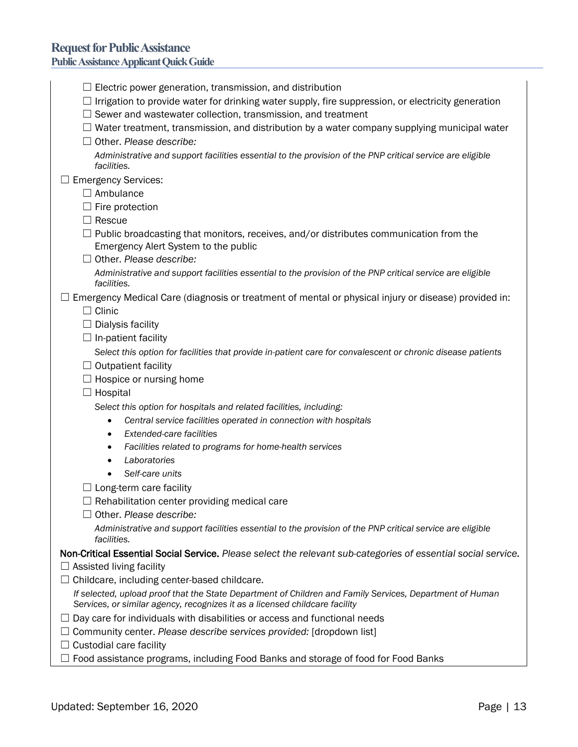- ☐ Electric power generation, transmission, and distribution
  - ☐ Irrigation to provide water for drinking water supply, fire suppression, or electricity generation
  - ☐ Sewer and wastewater collection, transmission, and treatment
  - ☐ Water treatment, transmission, and distribution by a water company supplying municipal water
  - ☐ Other. *Please describe:*

    *Administrative and support facilities essential to the provision of the PNP critical service are eligible facilities.*

☐ Emergency Services:

- ☐ Ambulance
- ☐ Fire protection
- ☐ Rescue
- ☐ Public broadcasting that monitors, receives, and/or distributes communication from the Emergency Alert System to the public
- ☐ Other. *Please describe:*

  *Administrative and support facilities essential to the provision of the PNP critical service are eligible facilities.*

☐ Emergency Medical Care (diagnosis or treatment of mental or physical injury or disease) provided in:

- ☐ Clinic
- ☐ Dialysis facility
- ☐ In-patient facility

  *Select this option for facilities that provide in-patient care for convalescent or chronic disease patients*
- ☐ Outpatient facility
- ☐ Hospice or nursing home
- ☐ Hospital

  *Select this option for hospitals and related facilities, including:*
  - *Central service facilities operated in connection with hospitals*
  - *Extended-care facilities*
  - *Facilities related to programs for home-health services*
  - *Laboratories*
  - *Self-care units*
- ☐ Long-term care facility
- ☐ Rehabilitation center providing medical care
- ☐ Other. *Please describe:*

  *Administrative and support facilities essential to the provision of the PNP critical service are eligible facilities.*

**Non-Critical Essential Social Service.** *Please select the relevant sub-categories of essential social service.*

☐ Assisted living facility

☐ Childcare, including center-based childcare.

*If selected, upload proof that the State Department of Children and Family Services, Department of Human Services, or similar agency, recognizes it as a licensed childcare facility*

☐ Day care for individuals with disabilities or access and functional needs

☐ Community center. *Please describe services provided:* [dropdown list]

☐ Custodial care facility

☐ Food assistance programs, including Food Banks and storage of food for Food Banks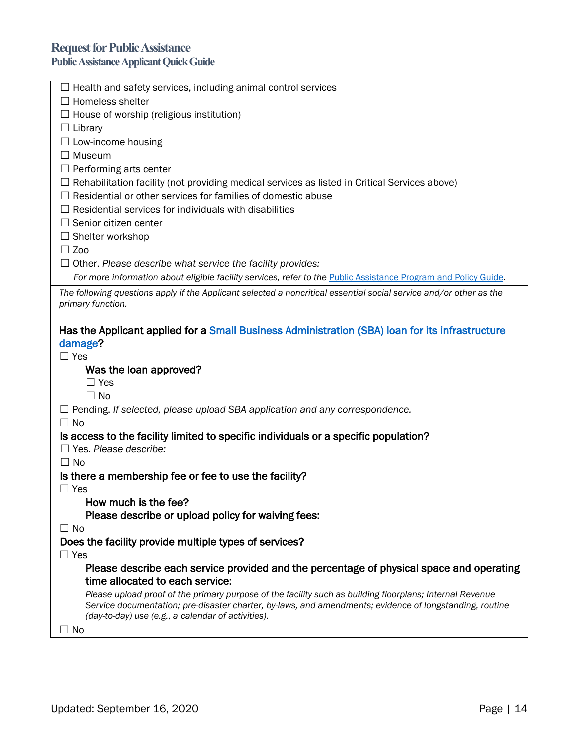☐ Health and safety services, including animal control services
☐ Homeless shelter
☐ House of worship (religious institution)
☐ Library
☐ Low-income housing
☐ Museum
☐ Performing arts center
☐ Rehabilitation facility (not providing medical services as listed in Critical Services above)
☐ Residential or other services for families of domestic abuse
☐ Residential services for individuals with disabilities
☐ Senior citizen center
☐ Shelter workshop
☐ Zoo
☐ Other. *Please describe what service the facility provides:*

*For more information about eligible facility services, refer to the [Public Assistance Program and Policy Guide](Public Assistance Program and Policy Guide).*

---

*The following questions apply if the Applicant selected a noncritical essential social service and/or other as the primary function.*

**Has the Applicant applied for a [Small Business Administration (SBA) loan for its infrastructure damage](Small Business Administration (SBA) loan for its infrastructure damage)?**

☐ Yes

**Was the loan approved?**

☐ Yes
☐ No

☐ Pending. *If selected, please upload SBA application and any correspondence.*
☐ No

**Is access to the facility limited to specific individuals or a specific population?**

☐ Yes. *Please describe:*
☐ No

**Is there a membership fee or fee to use the facility?**

☐ Yes

**How much is the fee?**

**Please describe or upload policy for waiving fees:**

☐ No

**Does the facility provide multiple types of services?**

☐ Yes

**Please describe each service provided and the percentage of physical space and operating time allocated to each service:**

*Please upload proof of the primary purpose of the facility such as building floorplans; Internal Revenue Service documentation; pre-disaster charter, by-laws, and amendments; evidence of longstanding, routine (day-to-day) use (e.g., a calendar of activities).*

☐ No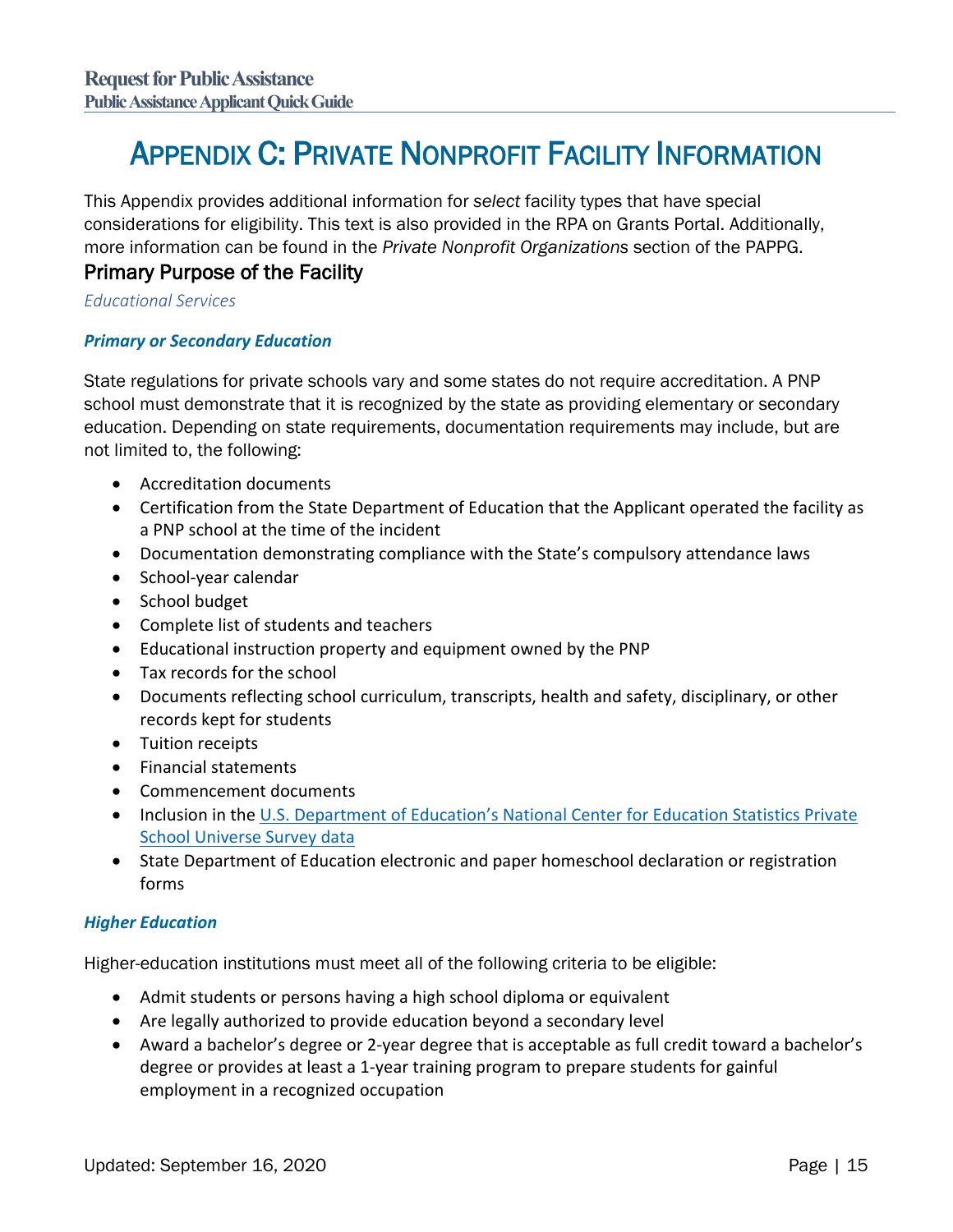# Appendix C: Private Nonprofit Facility Information

This Appendix provides additional information for *select* facility types that have special considerations for eligibility. This text is also provided in the RPA on Grants Portal. Additionally, more information can be found in the *Private Nonprofit Organizations* section of the PAPPG.

## Primary Purpose of the Facility

*Educational Services*

### *Primary or Secondary Education*

State regulations for private schools vary and some states do not require accreditation. A PNP school must demonstrate that it is recognized by the state as providing elementary or secondary education. Depending on state requirements, documentation requirements may include, but are not limited to, the following:

- Accreditation documents
- Certification from the State Department of Education that the Applicant operated the facility as a PNP school at the time of the incident
- Documentation demonstrating compliance with the State's compulsory attendance laws
- School-year calendar
- School budget
- Complete list of students and teachers
- Educational instruction property and equipment owned by the PNP
- Tax records for the school
- Documents reflecting school curriculum, transcripts, health and safety, disciplinary, or other records kept for students
- Tuition receipts
- Financial statements
- Commencement documents
- Inclusion in the U.S. Department of Education's National Center for Education Statistics Private School Universe Survey data
- State Department of Education electronic and paper homeschool declaration or registration forms

### *Higher Education*

Higher-education institutions must meet all of the following criteria to be eligible:

- Admit students or persons having a high school diploma or equivalent
- Are legally authorized to provide education beyond a secondary level
- Award a bachelor's degree or 2-year degree that is acceptable as full credit toward a bachelor's degree or provides at least a 1-year training program to prepare students for gainful employment in a recognized occupation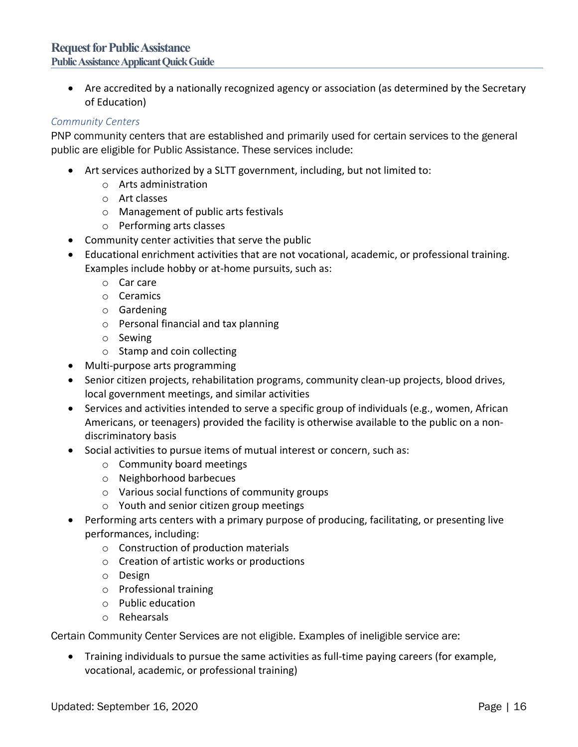- Are accredited by a nationally recognized agency or association (as determined by the Secretary of Education)

### *Community Centers*

PNP community centers that are established and primarily used for certain services to the general public are eligible for Public Assistance. These services include:

- Art services authorized by a SLTT government, including, but not limited to:
  - Arts administration
  - Art classes
  - Management of public arts festivals
  - Performing arts classes
- Community center activities that serve the public
- Educational enrichment activities that are not vocational, academic, or professional training. Examples include hobby or at-home pursuits, such as:
  - Car care
  - Ceramics
  - Gardening
  - Personal financial and tax planning
  - Sewing
  - Stamp and coin collecting
- Multi-purpose arts programming
- Senior citizen projects, rehabilitation programs, community clean-up projects, blood drives, local government meetings, and similar activities
- Services and activities intended to serve a specific group of individuals (e.g., women, African Americans, or teenagers) provided the facility is otherwise available to the public on a non-discriminatory basis
- Social activities to pursue items of mutual interest or concern, such as:
  - Community board meetings
  - Neighborhood barbecues
  - Various social functions of community groups
  - Youth and senior citizen group meetings
- Performing arts centers with a primary purpose of producing, facilitating, or presenting live performances, including:
  - Construction of production materials
  - Creation of artistic works or productions
  - Design
  - Professional training
  - Public education
  - Rehearsals

Certain Community Center Services are not eligible. Examples of ineligible service are:

- Training individuals to pursue the same activities as full-time paying careers (for example, vocational, academic, or professional training)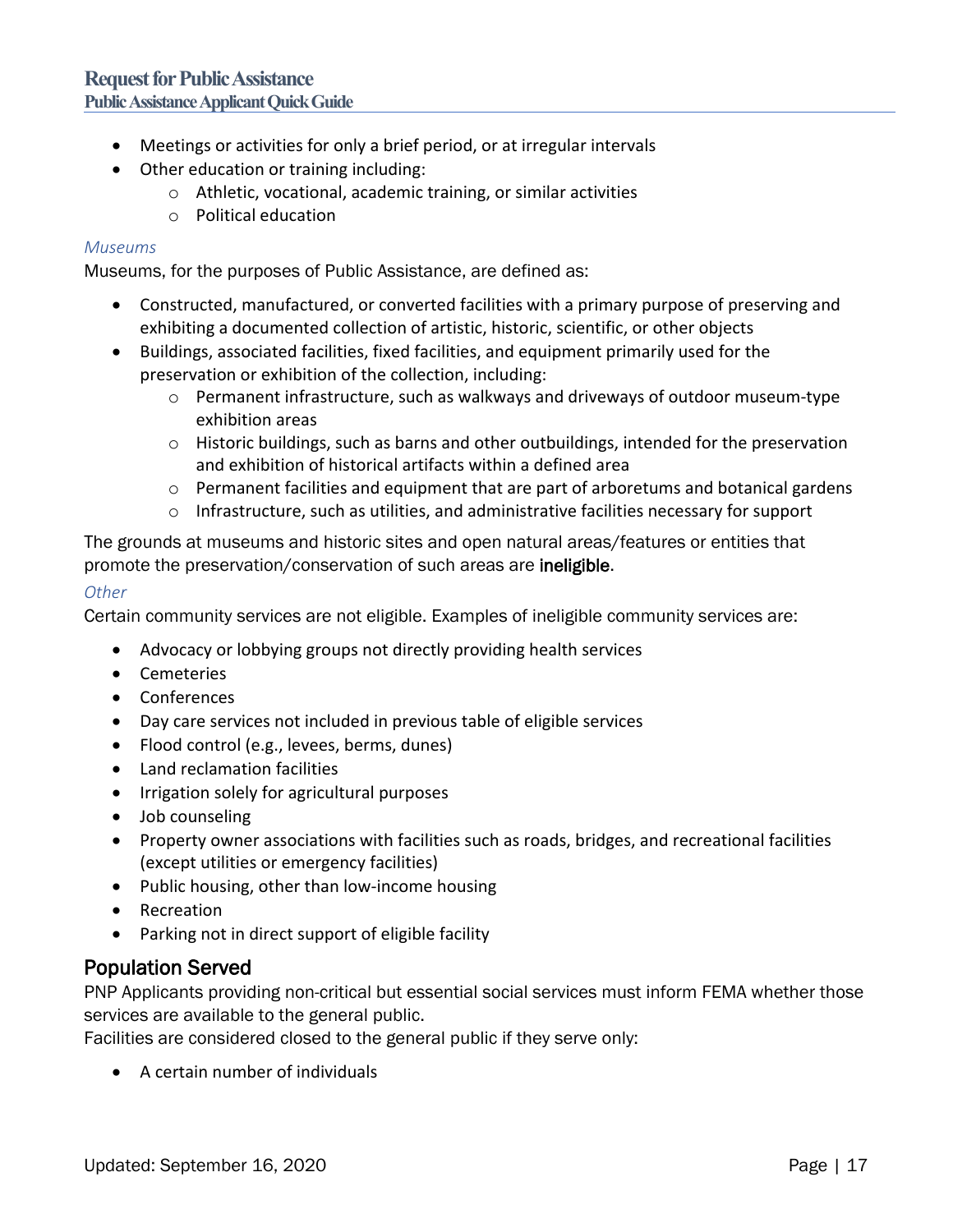- Meetings or activities for only a brief period, or at irregular intervals
- Other education or training including:
  - Athletic, vocational, academic training, or similar activities
  - Political education

*Museums*

Museums, for the purposes of Public Assistance, are defined as:

- Constructed, manufactured, or converted facilities with a primary purpose of preserving and exhibiting a documented collection of artistic, historic, scientific, or other objects
- Buildings, associated facilities, fixed facilities, and equipment primarily used for the preservation or exhibition of the collection, including:
  - Permanent infrastructure, such as walkways and driveways of outdoor museum-type exhibition areas
  - Historic buildings, such as barns and other outbuildings, intended for the preservation and exhibition of historical artifacts within a defined area
  - Permanent facilities and equipment that are part of arboretums and botanical gardens
  - Infrastructure, such as utilities, and administrative facilities necessary for support

The grounds at museums and historic sites and open natural areas/features or entities that promote the preservation/conservation of such areas are **ineligible**.

*Other*

Certain community services are not eligible. Examples of ineligible community services are:

- Advocacy or lobbying groups not directly providing health services
- Cemeteries
- Conferences
- Day care services not included in previous table of eligible services
- Flood control (e.g., levees, berms, dunes)
- Land reclamation facilities
- Irrigation solely for agricultural purposes
- Job counseling
- Property owner associations with facilities such as roads, bridges, and recreational facilities (except utilities or emergency facilities)
- Public housing, other than low-income housing
- Recreation
- Parking not in direct support of eligible facility

## Population Served

PNP Applicants providing non-critical but essential social services must inform FEMA whether those services are available to the general public.

Facilities are considered closed to the general public if they serve only:

- A certain number of individuals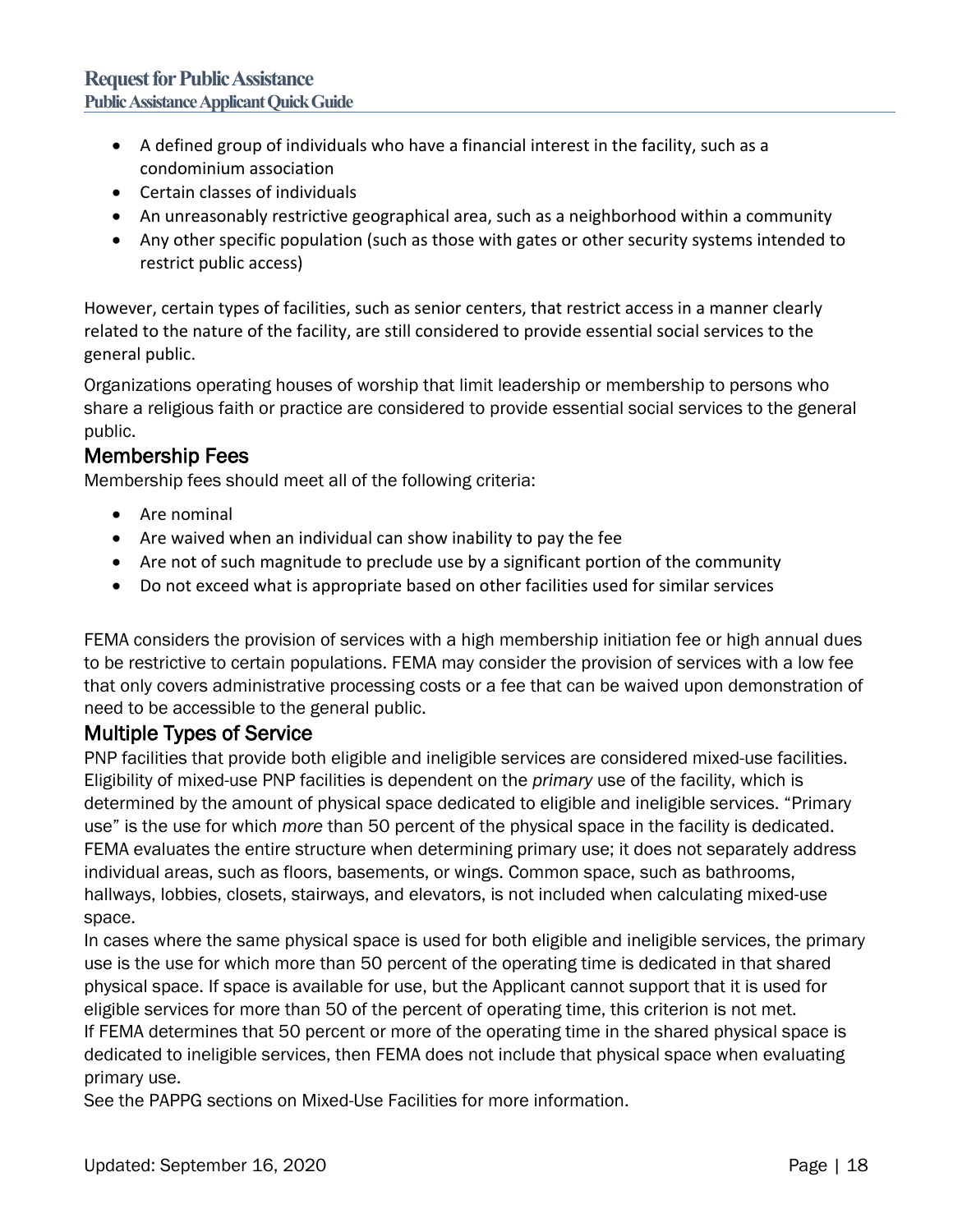- A defined group of individuals who have a financial interest in the facility, such as a condominium association
- Certain classes of individuals
- An unreasonably restrictive geographical area, such as a neighborhood within a community
- Any other specific population (such as those with gates or other security systems intended to restrict public access)

However, certain types of facilities, such as senior centers, that restrict access in a manner clearly related to the nature of the facility, are still considered to provide essential social services to the general public.

Organizations operating houses of worship that limit leadership or membership to persons who share a religious faith or practice are considered to provide essential social services to the general public.

### Membership Fees

Membership fees should meet all of the following criteria:

- Are nominal
- Are waived when an individual can show inability to pay the fee
- Are not of such magnitude to preclude use by a significant portion of the community
- Do not exceed what is appropriate based on other facilities used for similar services

FEMA considers the provision of services with a high membership initiation fee or high annual dues to be restrictive to certain populations. FEMA may consider the provision of services with a low fee that only covers administrative processing costs or a fee that can be waived upon demonstration of need to be accessible to the general public.

### Multiple Types of Service

PNP facilities that provide both eligible and ineligible services are considered mixed-use facilities. Eligibility of mixed-use PNP facilities is dependent on the *primary* use of the facility, which is determined by the amount of physical space dedicated to eligible and ineligible services. "Primary use" is the use for which *more* than 50 percent of the physical space in the facility is dedicated. FEMA evaluates the entire structure when determining primary use; it does not separately address individual areas, such as floors, basements, or wings. Common space, such as bathrooms, hallways, lobbies, closets, stairways, and elevators, is not included when calculating mixed-use space.

In cases where the same physical space is used for both eligible and ineligible services, the primary use is the use for which more than 50 percent of the operating time is dedicated in that shared physical space. If space is available for use, but the Applicant cannot support that it is used for eligible services for more than 50 of the percent of operating time, this criterion is not met.

If FEMA determines that 50 percent or more of the operating time in the shared physical space is dedicated to ineligible services, then FEMA does not include that physical space when evaluating primary use.

See the PAPPG sections on Mixed-Use Facilities for more information.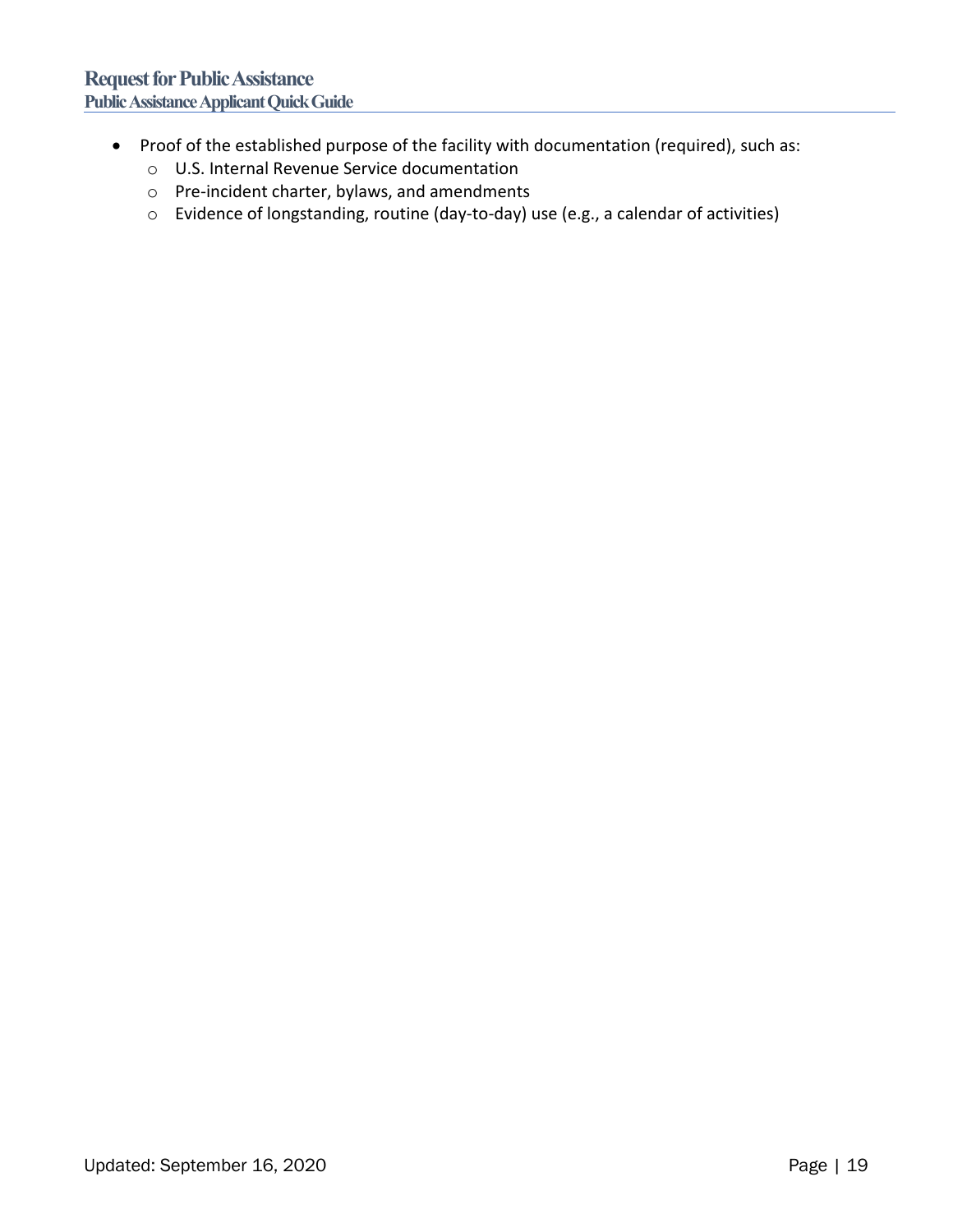- Proof of the established purpose of the facility with documentation (required), such as:
  - U.S. Internal Revenue Service documentation
  - Pre-incident charter, bylaws, and amendments
  - Evidence of longstanding, routine (day-to-day) use (e.g., a calendar of activities)